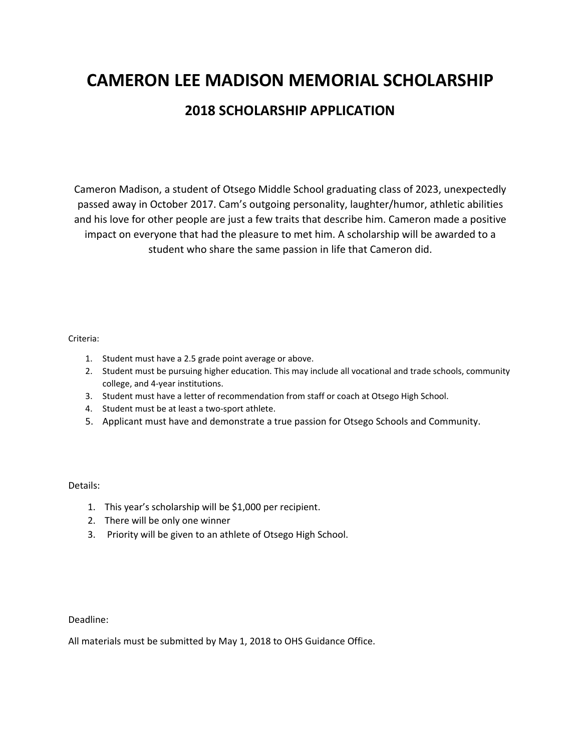# CAMERON LEE MADISON MEMORIAL SCHOLARSHIP

## 2018 SCHOLARSHIP APPLICATION

Cameron Madison, a student of Otsego Middle School graduating class of 2023, unexpectedly passed away in October 2017. Cam's outgoing personality, laughter/humor, athletic abilities and his love for other people are just a few traits that describe him. Cameron made a positive impact on everyone that had the pleasure to met him. A scholarship will be awarded to a student who share the same passion in life that Cameron did.

Criteria:

1. Student must have a 2.5 grade point average or above.
2. Student must be pursuing higher education. This may include all vocational and trade schools, community college, and 4-year institutions.
3. Student must have a letter of recommendation from staff or coach at Otsego High School.
4. Student must be at least a two-sport athlete.
5. Applicant must have and demonstrate a true passion for Otsego Schools and Community.

Details:

1. This year's scholarship will be $1,000 per recipient.
2. There will be only one winner
3. Priority will be given to an athlete of Otsego High School.

Deadline:

All materials must be submitted by May 1, 2018 to OHS Guidance Office.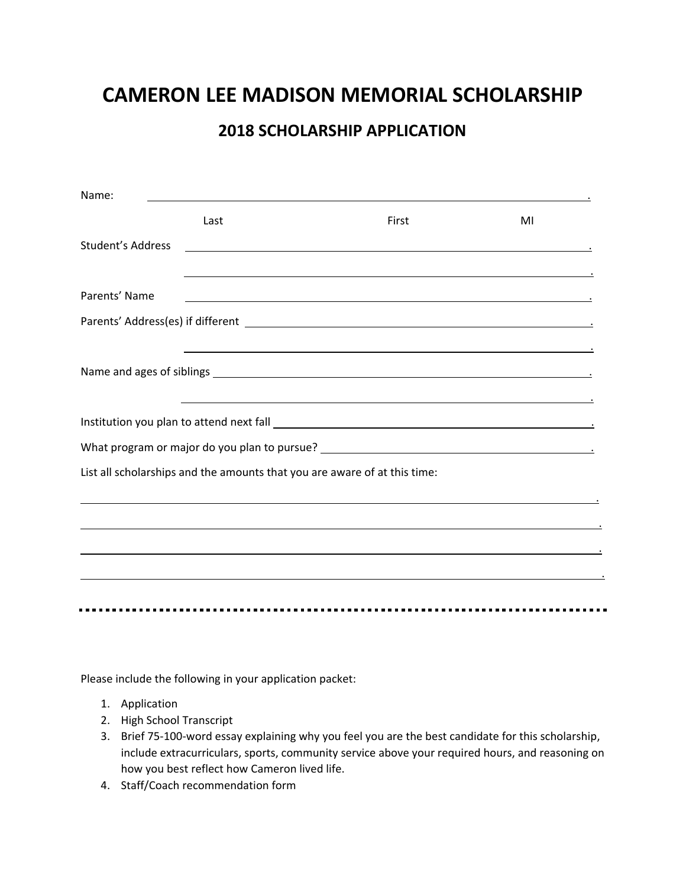# CAMERON LEE MADISON MEMORIAL SCHOLARSHIP

## 2018 SCHOLARSHIP APPLICATION

Name: ____________________________________________________________.

Last                                        First                              MI

Student's Address ____________________________________________________.

____________________________________________________.

Parents' Name ____________________________________________________.

Parents' Address(es) if different ____________________________________________.

____________________________________________________.

Name and ages of siblings ____________________________________________.

____________________________________________________.

Institution you plan to attend next fall ________________________________________.

What program or major do you plan to pursue? ____________________________________.

List all scholarships and the amounts that you are aware of at this time:

____________________________________________________________________.

____________________________________________________________________.

____________________________________________________________________.

____________________________________________________________________.

---

Please include the following in your application packet:

1. Application
2. High School Transcript
3. Brief 75-100-word essay explaining why you feel you are the best candidate for this scholarship, include extracurriculars, sports, community service above your required hours, and reasoning on how you best reflect how Cameron lived life.
4. Staff/Coach recommendation form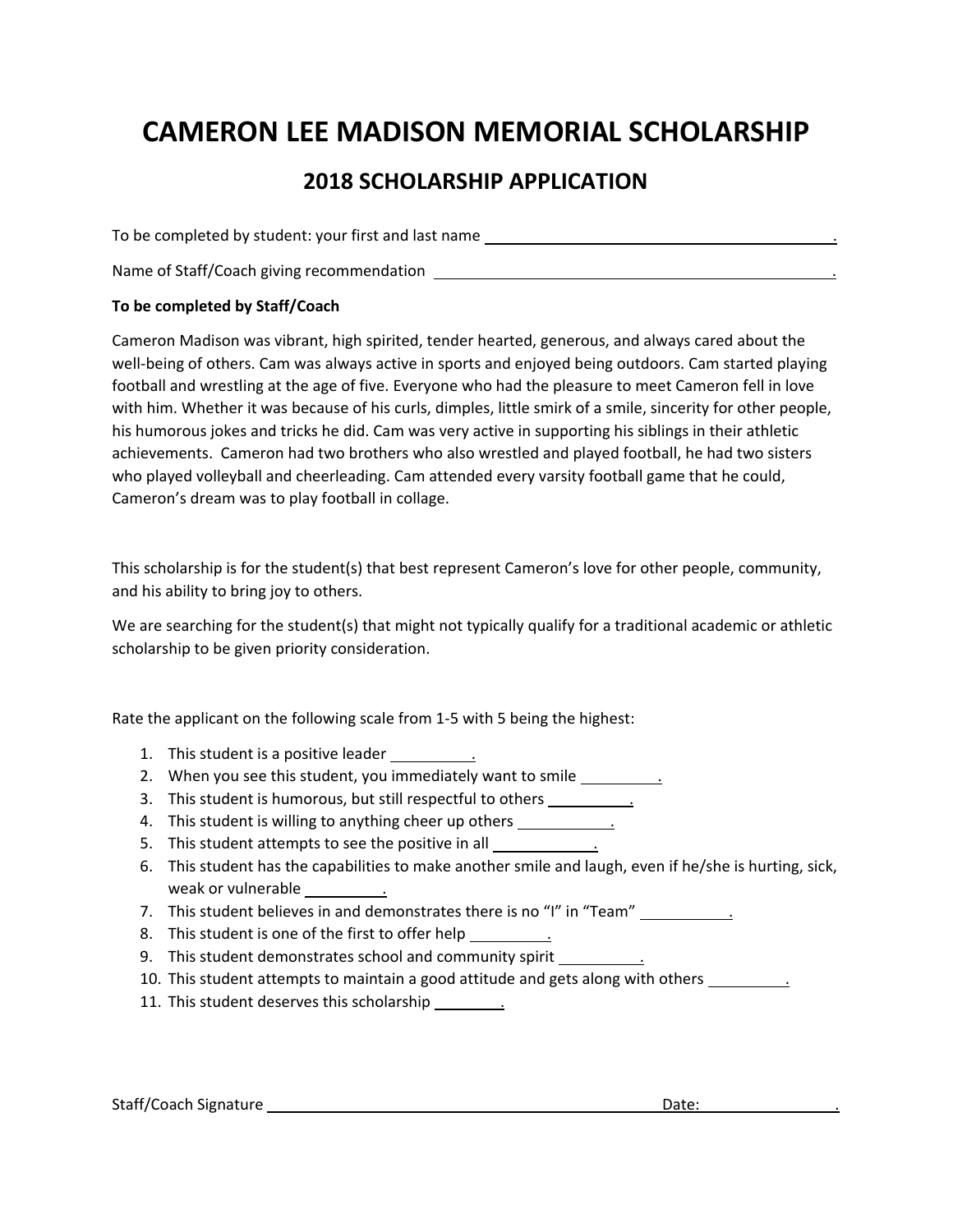# CAMERON LEE MADISON MEMORIAL SCHOLARSHIP

## 2018 SCHOLARSHIP APPLICATION

To be completed by student: your first and last name ________________________________________.

Name of Staff/Coach giving recommendation ________________________________________.

**To be completed by Staff/Coach**

Cameron Madison was vibrant, high spirited, tender hearted, generous, and always cared about the well-being of others. Cam was always active in sports and enjoyed being outdoors. Cam started playing football and wrestling at the age of five. Everyone who had the pleasure to meet Cameron fell in love with him. Whether it was because of his curls, dimples, little smirk of a smile, sincerity for other people, his humorous jokes and tricks he did. Cam was very active in supporting his siblings in their athletic achievements. Cameron had two brothers who also wrestled and played football, he had two sisters who played volleyball and cheerleading. Cam attended every varsity football game that he could, Cameron's dream was to play football in collage.

This scholarship is for the student(s) that best represent Cameron's love for other people, community, and his ability to bring joy to others.

We are searching for the student(s) that might not typically qualify for a traditional academic or athletic scholarship to be given priority consideration.

Rate the applicant on the following scale from 1-5 with 5 being the highest:

1. This student is a positive leader __________.
2. When you see this student, you immediately want to smile __________.
3. This student is humorous, but still respectful to others __________.
4. This student is willing to anything cheer up others __________.
5. This student attempts to see the positive in all __________.
6. This student has the capabilities to make another smile and laugh, even if he/she is hurting, sick, weak or vulnerable __________.
7. This student believes in and demonstrates there is no "I" in "Team" __________.
8. This student is one of the first to offer help __________.
9. This student demonstrates school and community spirit __________.
10. This student attempts to maintain a good attitude and gets along with others __________.
11. This student deserves this scholarship __________.

Staff/Coach Signature ________________________________________ Date: ______________.